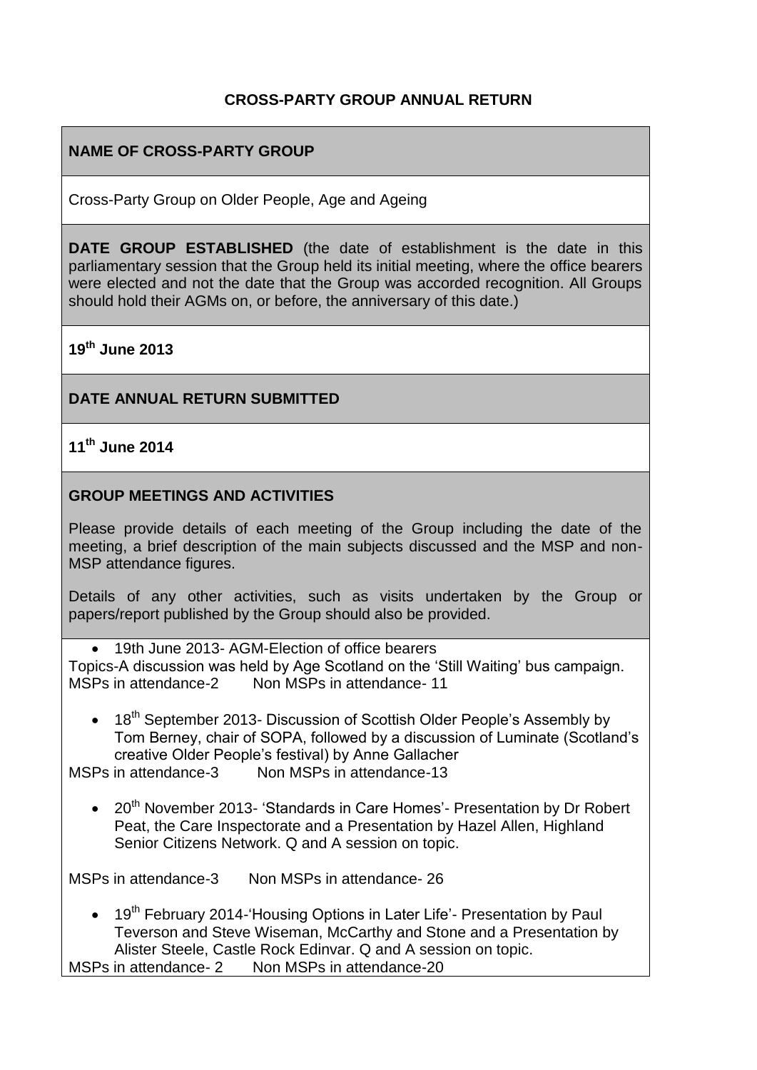**CROSS-PARTY GROUP ANNUAL RETURN**

**NAME OF CROSS-PARTY GROUP**

Cross-Party Group on Older People, Age and Ageing

**DATE GROUP ESTABLISHED** (the date of establishment is the date in this parliamentary session that the Group held its initial meeting, where the office bearers were elected and not the date that the Group was accorded recognition. All Groups should hold their AGMs on, or before, the anniversary of this date.)

**19th June 2013**

**DATE ANNUAL RETURN SUBMITTED**

**11th June 2014**

**GROUP MEETINGS AND ACTIVITIES**

Please provide details of each meeting of the Group including the date of the meeting, a brief description of the main subjects discussed and the MSP and non-MSP attendance figures.

Details of any other activities, such as visits undertaken by the Group or papers/report published by the Group should also be provided.

- 19th June 2013- AGM-Election of office bearers

Topics-A discussion was held by Age Scotland on the 'Still Waiting' bus campaign.
MSPs in attendance-2 Non MSPs in attendance- 11

- 18th September 2013- Discussion of Scottish Older People's Assembly by Tom Berney, chair of SOPA, followed by a discussion of Luminate (Scotland's creative Older People's festival) by Anne Gallacher

MSPs in attendance-3 Non MSPs in attendance-13

- 20th November 2013- 'Standards in Care Homes'- Presentation by Dr Robert Peat, the Care Inspectorate and a Presentation by Hazel Allen, Highland Senior Citizens Network. Q and A session on topic.

MSPs in attendance-3 Non MSPs in attendance- 26

- 19th February 2014-'Housing Options in Later Life'- Presentation by Paul Teverson and Steve Wiseman, McCarthy and Stone and a Presentation by Alister Steele, Castle Rock Edinvar. Q and A session on topic.

MSPs in attendance- 2 Non MSPs in attendance-20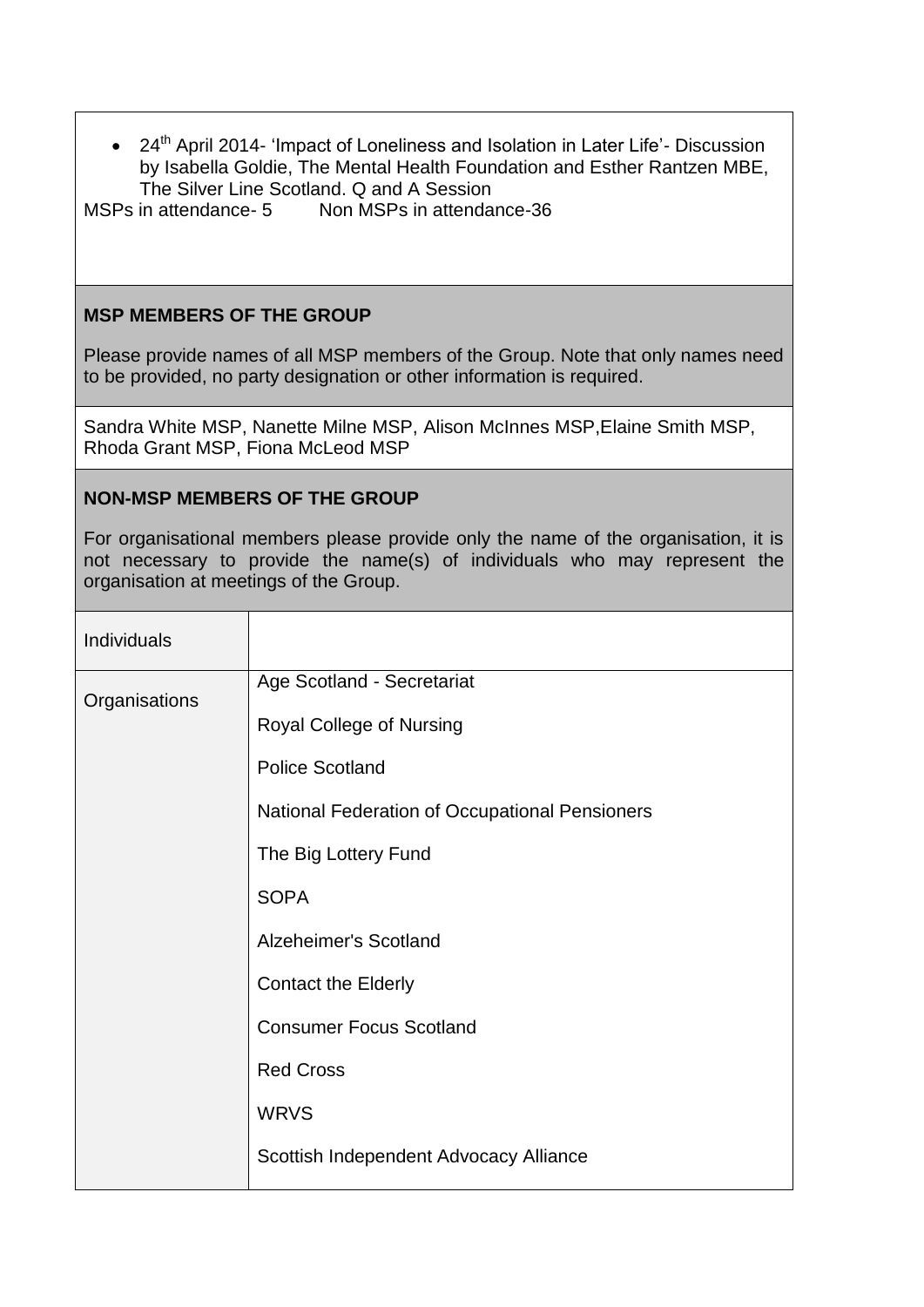- 24th April 2014- 'Impact of Loneliness and Isolation in Later Life'- Discussion by Isabella Goldie, The Mental Health Foundation and Esther Rantzen MBE, The Silver Line Scotland. Q and A Session

MSPs in attendance- 5 Non MSPs in attendance-36

**MSP MEMBERS OF THE GROUP**

Please provide names of all MSP members of the Group. Note that only names need to be provided, no party designation or other information is required.

Sandra White MSP, Nanette Milne MSP, Alison McInnes MSP,Elaine Smith MSP, Rhoda Grant MSP, Fiona McLeod MSP

**NON-MSP MEMBERS OF THE GROUP**

For organisational members please provide only the name of the organisation, it is not necessary to provide the name(s) of individuals who may represent the organisation at meetings of the Group.

| Individuals | |
|---|---|
| Organisations | Age Scotland - Secretariat<br><br>Royal College of Nursing<br><br>Police Scotland<br><br>National Federation of Occupational Pensioners<br><br>The Big Lottery Fund<br><br>SOPA<br><br>Alzeheimer's Scotland<br><br>Contact the Elderly<br><br>Consumer Focus Scotland<br><br>Red Cross<br><br>WRVS<br><br>Scottish Independent Advocacy Alliance |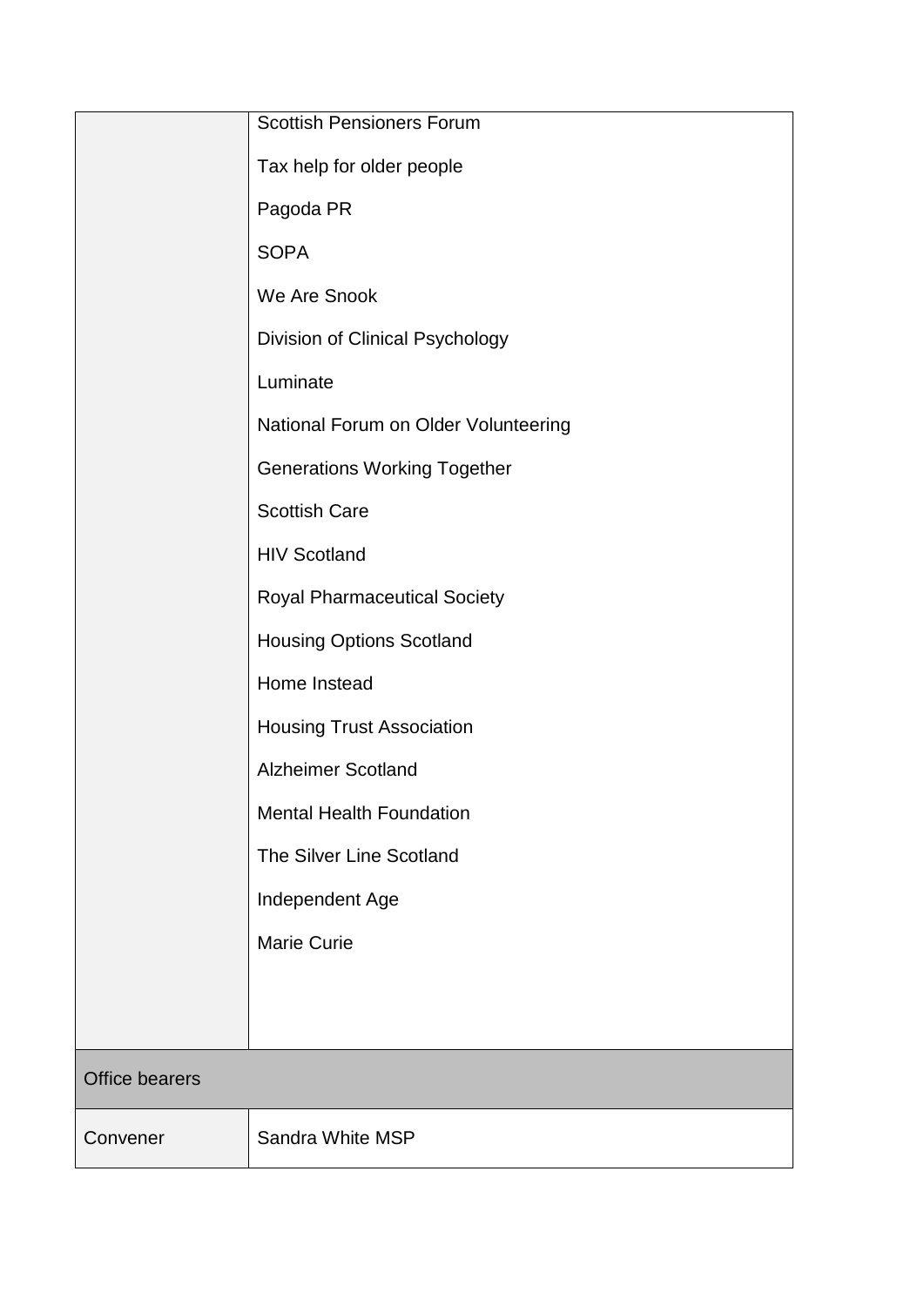| | |
|---|---|
| | Scottish Pensioners Forum<br><br>Tax help for older people<br><br>Pagoda PR<br><br>SOPA<br><br>We Are Snook<br><br>Division of Clinical Psychology<br><br>Luminate<br><br>National Forum on Older Volunteering<br><br>Generations Working Together<br><br>Scottish Care<br><br>HIV Scotland<br><br>Royal Pharmaceutical Society<br><br>Housing Options Scotland<br><br>Home Instead<br><br>Housing Trust Association<br><br>Alzheimer Scotland<br><br>Mental Health Foundation<br><br>The Silver Line Scotland<br><br>Independent Age<br><br>Marie Curie |
| **Office bearers** | |
| Convener | Sandra White MSP |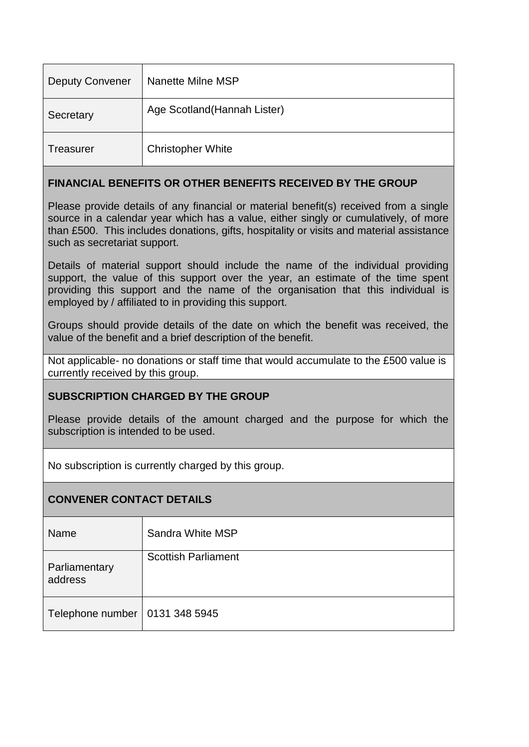| | |
|---|---|
| Deputy Convener | Nanette Milne MSP |
| Secretary | Age Scotland(Hannah Lister) |
| Treasurer | Christopher White |

**FINANCIAL BENEFITS OR OTHER BENEFITS RECEIVED BY THE GROUP**

Please provide details of any financial or material benefit(s) received from a single source in a calendar year which has a value, either singly or cumulatively, of more than £500. This includes donations, gifts, hospitality or visits and material assistance such as secretariat support.

Details of material support should include the name of the individual providing support, the value of this support over the year, an estimate of the time spent providing this support and the name of the organisation that this individual is employed by / affiliated to in providing this support.

Groups should provide details of the date on which the benefit was received, the value of the benefit and a brief description of the benefit.

Not applicable- no donations or staff time that would accumulate to the £500 value is currently received by this group.

**SUBSCRIPTION CHARGED BY THE GROUP**

Please provide details of the amount charged and the purpose for which the subscription is intended to be used.

No subscription is currently charged by this group.

**CONVENER CONTACT DETAILS**

| | |
|---|---|
| Name | Sandra White MSP |
| Parliamentary address | Scottish Parliament |
| Telephone number | 0131 348 5945 |